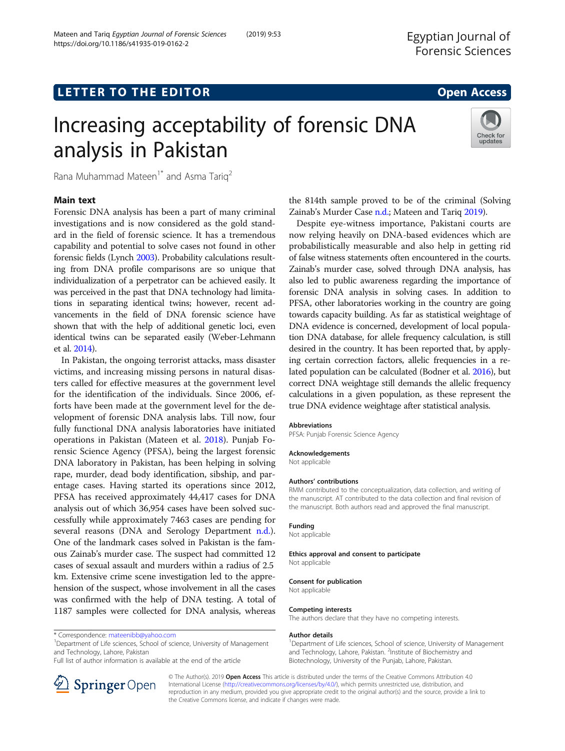LETTER TO THE EDITOR

Open Access

# Increasing acceptability of forensic DNA analysis in Pakistan

Rana Muhammad Mateen[1*] and Asma Tariq[2]

## Main text

Forensic DNA analysis has been a part of many criminal investigations and is now considered as the gold standard in the field of forensic science. It has a tremendous capability and potential to solve cases not found in other forensic fields (Lynch 2003). Probability calculations resulting from DNA profile comparisons are so unique that individualization of a perpetrator can be achieved easily. It was perceived in the past that DNA technology had limitations in separating identical twins; however, recent advancements in the field of DNA forensic science have shown that with the help of additional genetic loci, even identical twins can be separated easily (Weber-Lehmann et al. 2014).

In Pakistan, the ongoing terrorist attacks, mass disaster victims, and increasing missing persons in natural disasters called for effective measures at the government level for the identification of the individuals. Since 2006, efforts have been made at the government level for the development of forensic DNA analysis labs. Till now, four fully functional DNA analysis laboratories have initiated operations in Pakistan (Mateen et al. 2018). Punjab Forensic Science Agency (PFSA), being the largest forensic DNA laboratory in Pakistan, has been helping in solving rape, murder, dead body identification, sibship, and parentage cases. Having started its operations since 2012, PFSA has received approximately 44,417 cases for DNA analysis out of which 36,954 cases have been solved successfully while approximately 7463 cases are pending for several reasons (DNA and Serology Department n.d.). One of the landmark cases solved in Pakistan is the famous Zainab's murder case. The suspect had committed 12 cases of sexual assault and murders within a radius of 2.5 km. Extensive crime scene investigation led to the apprehension of the suspect, whose involvement in all the cases was confirmed with the help of DNA testing. A total of 1187 samples were collected for DNA analysis, whereas the 814th sample proved to be of the criminal (Solving Zainab's Murder Case n.d.; Mateen and Tariq 2019).

Despite eye-witness importance, Pakistani courts are now relying heavily on DNA-based evidences which are probabilistically measurable and also help in getting rid of false witness statements often encountered in the courts. Zainab's murder case, solved through DNA analysis, has also led to public awareness regarding the importance of forensic DNA analysis in solving cases. In addition to PFSA, other laboratories working in the country are going towards capacity building. As far as statistical weightage of DNA evidence is concerned, development of local population DNA database, for allele frequency calculation, is still desired in the country. It has been reported that, by applying certain correction factors, allelic frequencies in a related population can be calculated (Bodner et al. 2016), but correct DNA weightage still demands the allelic frequency calculations in a given population, as these represent the true DNA evidence weightage after statistical analysis.

### Abbreviations

PFSA: Punjab Forensic Science Agency

### Acknowledgements

Not applicable

### Authors' contributions

RMM contributed to the conceptualization, data collection, and writing of the manuscript. AT contributed to the data collection and final revision of the manuscript. Both authors read and approved the final manuscript.

### Funding

Not applicable

### Ethics approval and consent to participate

Not applicable

### Consent for publication

Not applicable

### Competing interests

The authors declare that they have no competing interests.

### Author details

[1]Department of Life sciences, School of science, University of Management and Technology, Lahore, Pakistan. [2]Institute of Biochemistry and Biotechnology, University of the Punjab, Lahore, Pakistan.

* Correspondence: mateenibb@yahoo.com
[1]Department of Life sciences, School of science, University of Management and Technology, Lahore, Pakistan
Full list of author information is available at the end of the article

© The Author(s). 2019 **Open Access** This article is distributed under the terms of the Creative Commons Attribution 4.0 International License (http://creativecommons.org/licenses/by/4.0/), which permits unrestricted use, distribution, and reproduction in any medium, provided you give appropriate credit to the original author(s) and the source, provide a link to the Creative Commons license, and indicate if changes were made.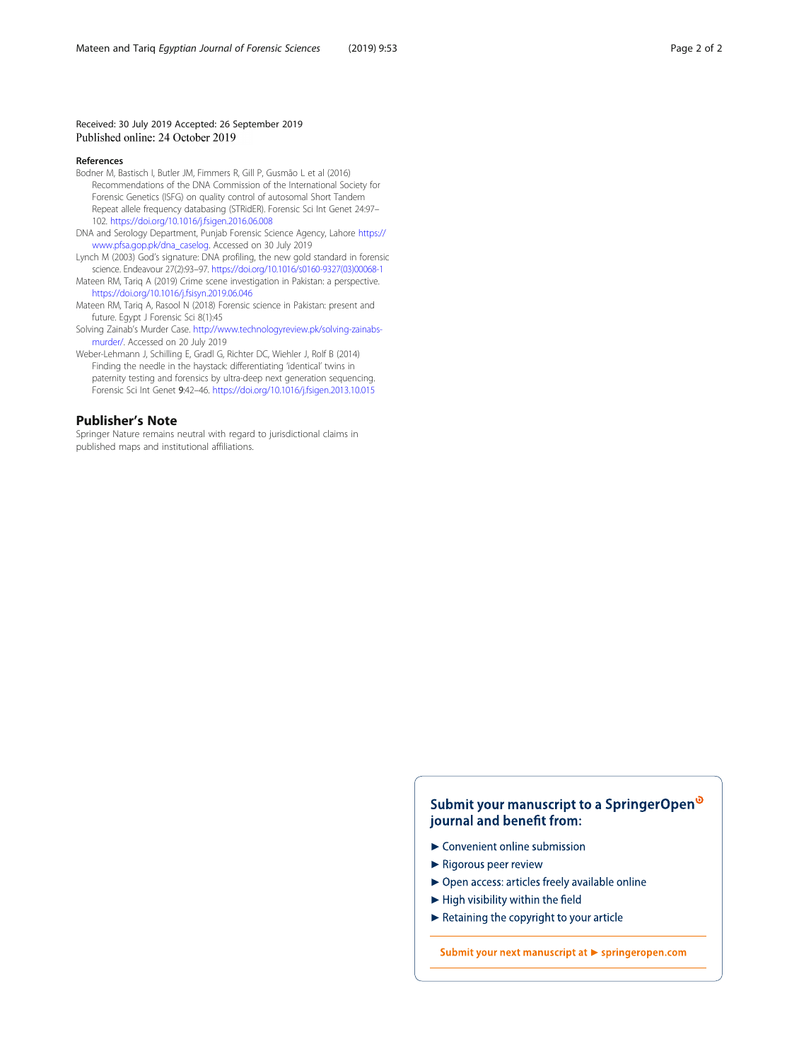Received: 30 July 2019 Accepted: 26 September 2019
Published online: 24 October 2019

## References

Bodner M, Bastisch I, Butler JM, Fimmers R, Gill P, Gusmão L et al (2016) Recommendations of the DNA Commission of the International Society for Forensic Genetics (ISFG) on quality control of autosomal Short Tandem Repeat allele frequency databasing (STRidER). Forensic Sci Int Genet 24:97–102. https://doi.org/10.1016/j.fsigen.2016.06.008

DNA and Serology Department, Punjab Forensic Science Agency, Lahore https://www.pfsa.gop.pk/dna_caselog. Accessed on 30 July 2019

Lynch M (2003) God's signature: DNA profiling, the new gold standard in forensic science. Endeavour 27(2):93–97. https://doi.org/10.1016/s0160-9327(03)00068-1

Mateen RM, Tariq A (2019) Crime scene investigation in Pakistan: a perspective. https://doi.org/10.1016/j.fsisyn.2019.06.046

Mateen RM, Tariq A, Rasool N (2018) Forensic science in Pakistan: present and future. Egypt J Forensic Sci 8(1):45

Solving Zainab's Murder Case. http://www.technologyreview.pk/solving-zainabs-murder/. Accessed on 20 July 2019

Weber-Lehmann J, Schilling E, Gradl G, Richter DC, Wiehler J, Rolf B (2014) Finding the needle in the haystack: differentiating 'identical' twins in paternity testing and forensics by ultra-deep next generation sequencing. Forensic Sci Int Genet **9**:42–46. https://doi.org/10.1016/j.fsigen.2013.10.015

## Publisher's Note

Springer Nature remains neutral with regard to jurisdictional claims in published maps and institutional affiliations.

**Submit your manuscript to a SpringerOpen journal and benefit from:**

- Convenient online submission
- Rigorous peer review
- Open access: articles freely available online
- High visibility within the field
- Retaining the copyright to your article

**Submit your next manuscript at ▶ springeropen.com**